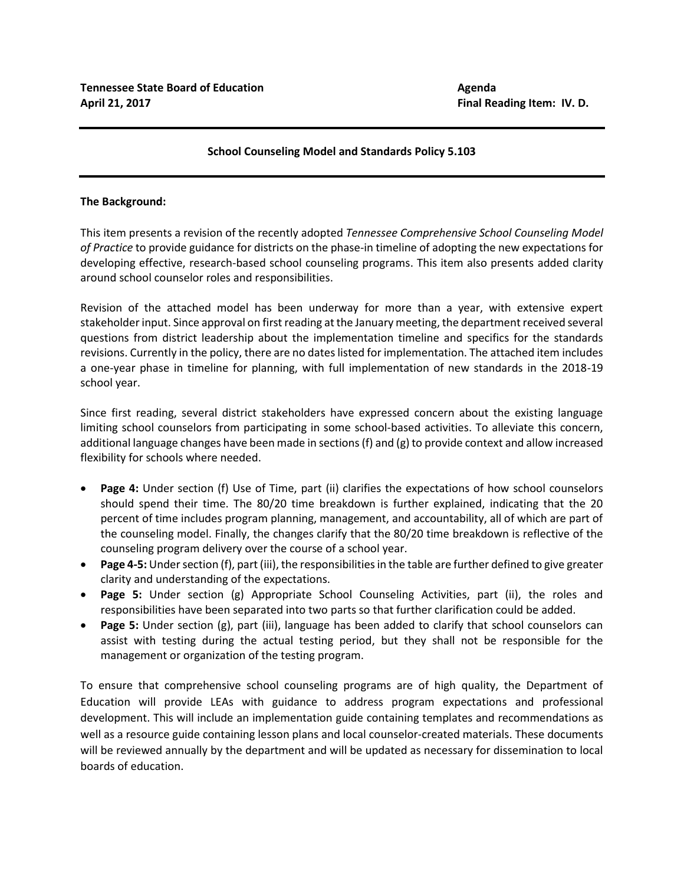**Tennessee State Board of Education**
**April 21, 2017**

**Agenda**
**Final Reading Item: IV. D.**

---

**School Counseling Model and Standards Policy 5.103**

---

**The Background:**

This item presents a revision of the recently adopted *Tennessee Comprehensive School Counseling Model of Practice* to provide guidance for districts on the phase-in timeline of adopting the new expectations for developing effective, research-based school counseling programs. This item also presents added clarity around school counselor roles and responsibilities.

Revision of the attached model has been underway for more than a year, with extensive expert stakeholder input. Since approval on first reading at the January meeting, the department received several questions from district leadership about the implementation timeline and specifics for the standards revisions. Currently in the policy, there are no dates listed for implementation. The attached item includes a one-year phase in timeline for planning, with full implementation of new standards in the 2018-19 school year.

Since first reading, several district stakeholders have expressed concern about the existing language limiting school counselors from participating in some school-based activities. To alleviate this concern, additional language changes have been made in sections (f) and (g) to provide context and allow increased flexibility for schools where needed.

- **Page 4:** Under section (f) Use of Time, part (ii) clarifies the expectations of how school counselors should spend their time. The 80/20 time breakdown is further explained, indicating that the 20 percent of time includes program planning, management, and accountability, all of which are part of the counseling model. Finally, the changes clarify that the 80/20 time breakdown is reflective of the counseling program delivery over the course of a school year.
- **Page 4-5:** Under section (f), part (iii), the responsibilities in the table are further defined to give greater clarity and understanding of the expectations.
- **Page 5:** Under section (g) Appropriate School Counseling Activities, part (ii), the roles and responsibilities have been separated into two parts so that further clarification could be added.
- **Page 5:** Under section (g), part (iii), language has been added to clarify that school counselors can assist with testing during the actual testing period, but they shall not be responsible for the management or organization of the testing program.

To ensure that comprehensive school counseling programs are of high quality, the Department of Education will provide LEAs with guidance to address program expectations and professional development. This will include an implementation guide containing templates and recommendations as well as a resource guide containing lesson plans and local counselor-created materials. These documents will be reviewed annually by the department and will be updated as necessary for dissemination to local boards of education.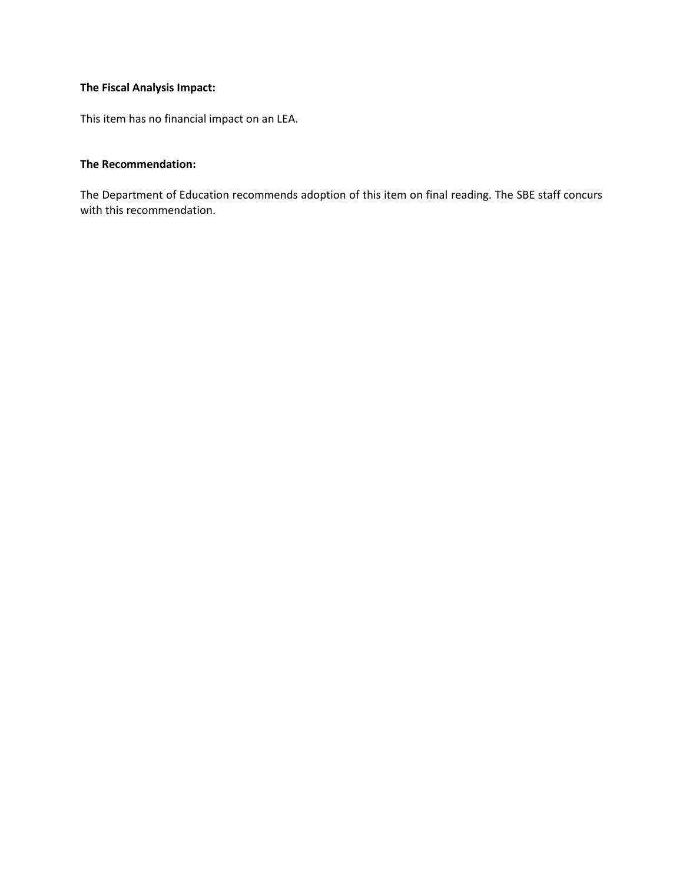**The Fiscal Analysis Impact:**

This item has no financial impact on an LEA.

**The Recommendation:**

The Department of Education recommends adoption of this item on final reading. The SBE staff concurs with this recommendation.